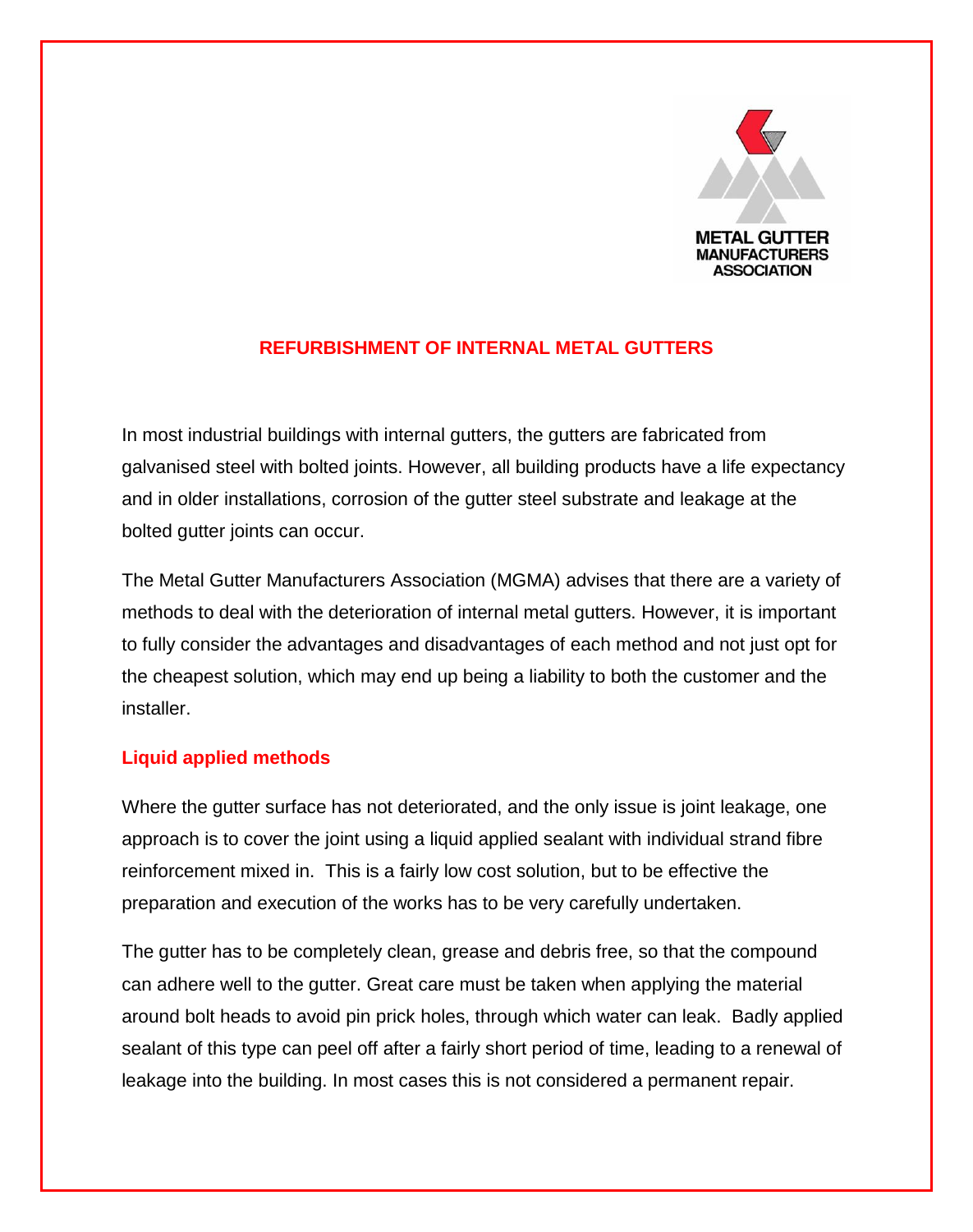METAL GUTTER MANUFACTURERS ASSOCIATION

# REFURBISHMENT OF INTERNAL METAL GUTTERS

In most industrial buildings with internal gutters, the gutters are fabricated from galvanised steel with bolted joints. However, all building products have a life expectancy and in older installations, corrosion of the gutter steel substrate and leakage at the bolted gutter joints can occur.

The Metal Gutter Manufacturers Association (MGMA) advises that there are a variety of methods to deal with the deterioration of internal metal gutters. However, it is important to fully consider the advantages and disadvantages of each method and not just opt for the cheapest solution, which may end up being a liability to both the customer and the installer.

## Liquid applied methods

Where the gutter surface has not deteriorated, and the only issue is joint leakage, one approach is to cover the joint using a liquid applied sealant with individual strand fibre reinforcement mixed in. This is a fairly low cost solution, but to be effective the preparation and execution of the works has to be very carefully undertaken.

The gutter has to be completely clean, grease and debris free, so that the compound can adhere well to the gutter. Great care must be taken when applying the material around bolt heads to avoid pin prick holes, through which water can leak. Badly applied sealant of this type can peel off after a fairly short period of time, leading to a renewal of leakage into the building. In most cases this is not considered a permanent repair.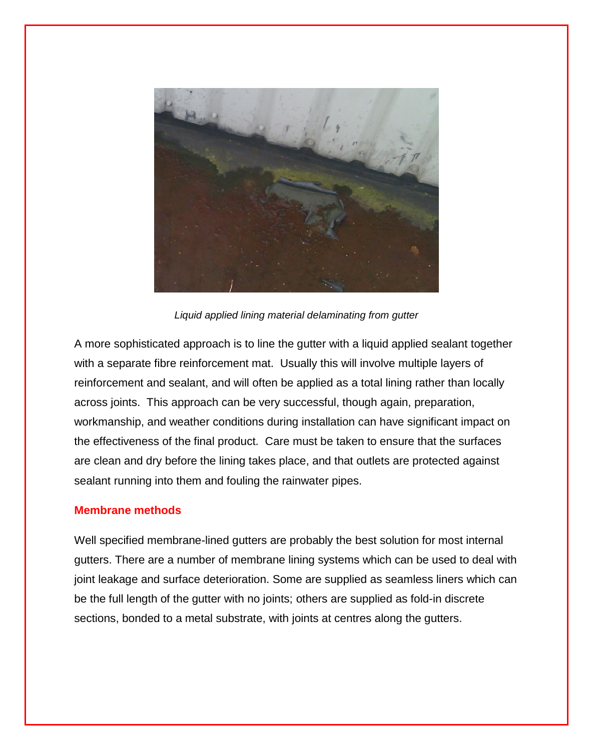*Liquid applied lining material delaminating from gutter*

A more sophisticated approach is to line the gutter with a liquid applied sealant together with a separate fibre reinforcement mat. Usually this will involve multiple layers of reinforcement and sealant, and will often be applied as a total lining rather than locally across joints. This approach can be very successful, though again, preparation, workmanship, and weather conditions during installation can have significant impact on the effectiveness of the final product. Care must be taken to ensure that the surfaces are clean and dry before the lining takes place, and that outlets are protected against sealant running into them and fouling the rainwater pipes.

## Membrane methods

Well specified membrane-lined gutters are probably the best solution for most internal gutters. There are a number of membrane lining systems which can be used to deal with joint leakage and surface deterioration. Some are supplied as seamless liners which can be the full length of the gutter with no joints; others are supplied as fold-in discrete sections, bonded to a metal substrate, with joints at centres along the gutters.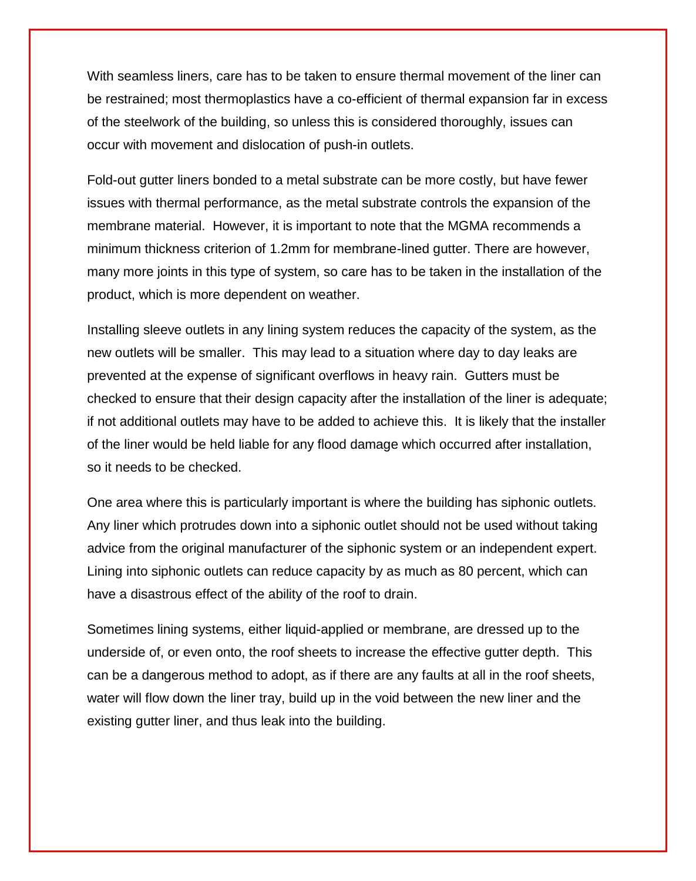With seamless liners, care has to be taken to ensure thermal movement of the liner can be restrained; most thermoplastics have a co-efficient of thermal expansion far in excess of the steelwork of the building, so unless this is considered thoroughly, issues can occur with movement and dislocation of push-in outlets.

Fold-out gutter liners bonded to a metal substrate can be more costly, but have fewer issues with thermal performance, as the metal substrate controls the expansion of the membrane material. However, it is important to note that the MGMA recommends a minimum thickness criterion of 1.2mm for membrane-lined gutter. There are however, many more joints in this type of system, so care has to be taken in the installation of the product, which is more dependent on weather.

Installing sleeve outlets in any lining system reduces the capacity of the system, as the new outlets will be smaller. This may lead to a situation where day to day leaks are prevented at the expense of significant overflows in heavy rain. Gutters must be checked to ensure that their design capacity after the installation of the liner is adequate; if not additional outlets may have to be added to achieve this. It is likely that the installer of the liner would be held liable for any flood damage which occurred after installation, so it needs to be checked.

One area where this is particularly important is where the building has siphonic outlets. Any liner which protrudes down into a siphonic outlet should not be used without taking advice from the original manufacturer of the siphonic system or an independent expert. Lining into siphonic outlets can reduce capacity by as much as 80 percent, which can have a disastrous effect of the ability of the roof to drain.

Sometimes lining systems, either liquid-applied or membrane, are dressed up to the underside of, or even onto, the roof sheets to increase the effective gutter depth. This can be a dangerous method to adopt, as if there are any faults at all in the roof sheets, water will flow down the liner tray, build up in the void between the new liner and the existing gutter liner, and thus leak into the building.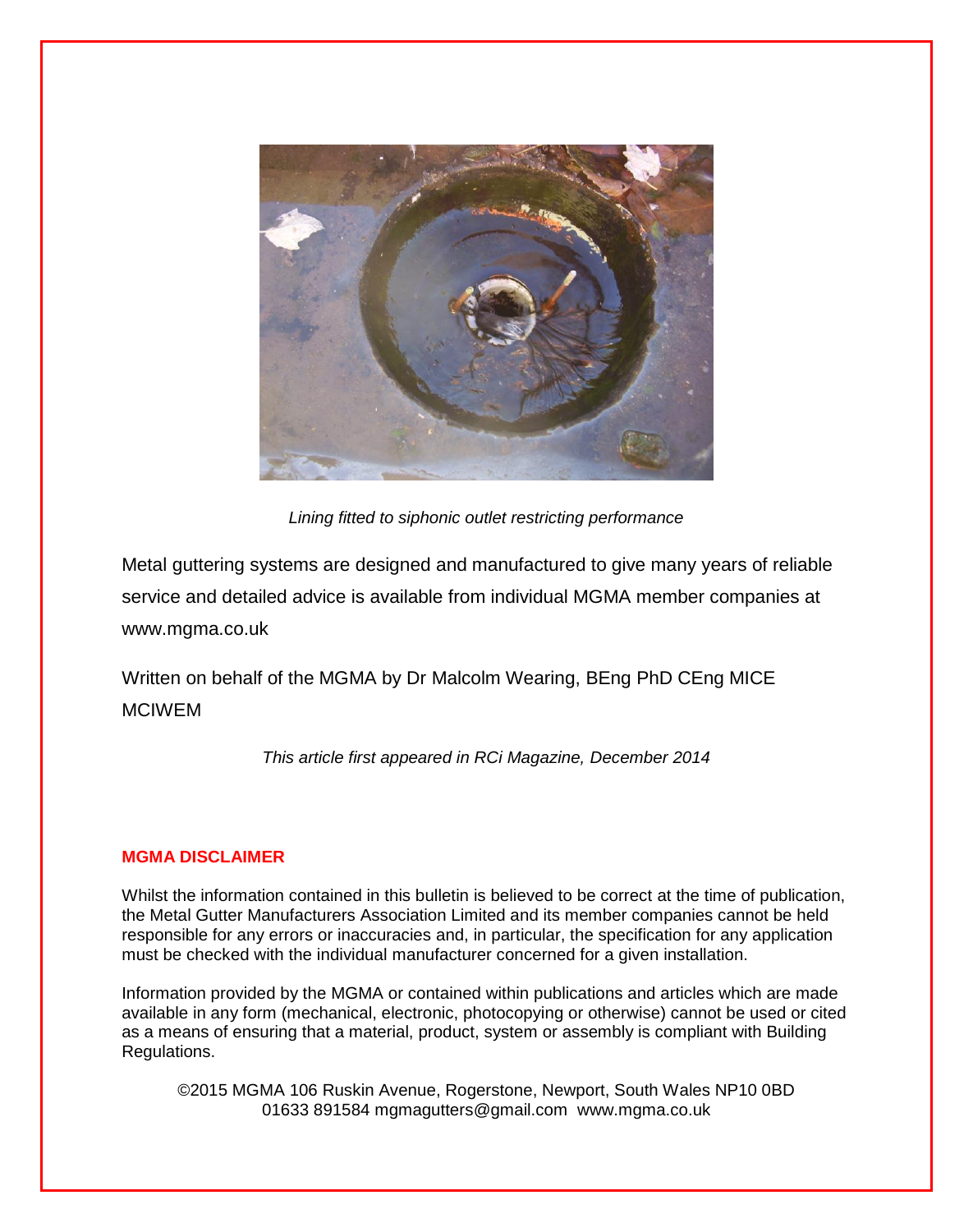*Lining fitted to siphonic outlet restricting performance*

Metal guttering systems are designed and manufactured to give many years of reliable service and detailed advice is available from individual MGMA member companies at www.mgma.co.uk

Written on behalf of the MGMA by Dr Malcolm Wearing, BEng PhD CEng MICE MCIWEM

*This article first appeared in RCi Magazine, December 2014*

**MGMA DISCLAIMER**

Whilst the information contained in this bulletin is believed to be correct at the time of publication, the Metal Gutter Manufacturers Association Limited and its member companies cannot be held responsible for any errors or inaccuracies and, in particular, the specification for any application must be checked with the individual manufacturer concerned for a given installation.

Information provided by the MGMA or contained within publications and articles which are made available in any form (mechanical, electronic, photocopying or otherwise) cannot be used or cited as a means of ensuring that a material, product, system or assembly is compliant with Building Regulations.

©2015 MGMA 106 Ruskin Avenue, Rogerstone, Newport, South Wales NP10 0BD
01633 891584 mgmagutters@gmail.com www.mgma.co.uk